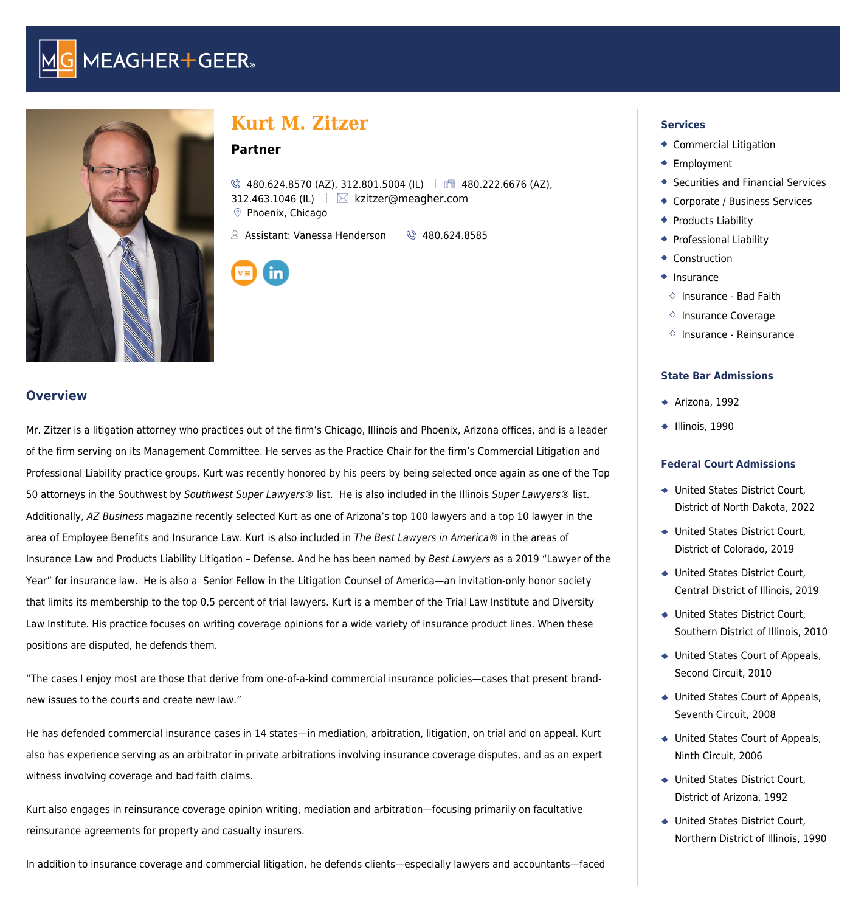# Kurt M. Zitzer

**Partner**

480.624.8570 (AZ), 312.801.5004 (IL) | 480.222.6676 (AZ), 312.463.1046 (IL) | kzitzer@meagher.com
Phoenix, Chicago

Assistant: Vanessa Henderson | 480.624.8585

## Overview

Mr. Zitzer is a litigation attorney who practices out of the firm's Chicago, Illinois and Phoenix, Arizona offices, and is a leader of the firm serving on its Management Committee. He serves as the Practice Chair for the firm's Commercial Litigation and Professional Liability practice groups. Kurt was recently honored by his peers by being selected once again as one of the Top 50 attorneys in the Southwest by *Southwest Super Lawyers®* list. He is also included in the Illinois *Super Lawyers®* list. Additionally, *AZ Business* magazine recently selected Kurt as one of Arizona's top 100 lawyers and a top 10 lawyer in the area of Employee Benefits and Insurance Law. Kurt is also included in *The Best Lawyers in America®* in the areas of Insurance Law and Products Liability Litigation – Defense. And he has been named by *Best Lawyers* as a 2019 "Lawyer of the Year" for insurance law. He is also a Senior Fellow in the Litigation Counsel of America—an invitation-only honor society that limits its membership to the top 0.5 percent of trial lawyers. Kurt is a member of the Trial Law Institute and Diversity Law Institute. His practice focuses on writing coverage opinions for a wide variety of insurance product lines. When these positions are disputed, he defends them.

"The cases I enjoy most are those that derive from one-of-a-kind commercial insurance policies—cases that present brand-new issues to the courts and create new law."

He has defended commercial insurance cases in 14 states—in mediation, arbitration, litigation, on trial and on appeal. Kurt also has experience serving as an arbitrator in private arbitrations involving insurance coverage disputes, and as an expert witness involving coverage and bad faith claims.

Kurt also engages in reinsurance coverage opinion writing, mediation and arbitration—focusing primarily on facultative reinsurance agreements for property and casualty insurers.

In addition to insurance coverage and commercial litigation, he defends clients—especially lawyers and accountants—faced

### Services

- Commercial Litigation
- Employment
- Securities and Financial Services
- Corporate / Business Services
- Products Liability
- Professional Liability
- Construction
- Insurance
  - Insurance - Bad Faith
  - Insurance Coverage
  - Insurance - Reinsurance

### State Bar Admissions

- Arizona, 1992
- Illinois, 1990

### Federal Court Admissions

- United States District Court, District of North Dakota, 2022
- United States District Court, District of Colorado, 2019
- United States District Court, Central District of Illinois, 2019
- United States District Court, Southern District of Illinois, 2010
- United States Court of Appeals, Second Circuit, 2010
- United States Court of Appeals, Seventh Circuit, 2008
- United States Court of Appeals, Ninth Circuit, 2006
- United States District Court, District of Arizona, 1992
- United States District Court, Northern District of Illinois, 1990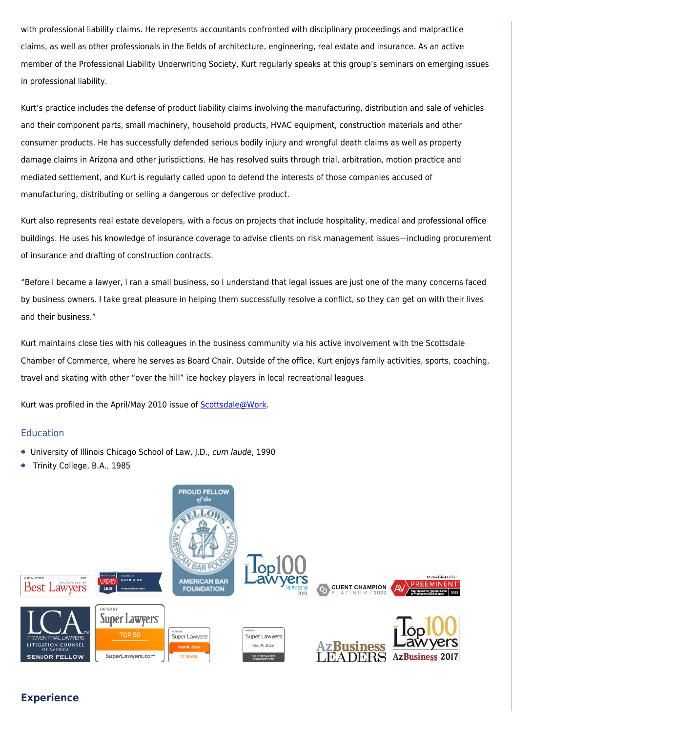with professional liability claims. He represents accountants confronted with disciplinary proceedings and malpractice claims, as well as other professionals in the fields of architecture, engineering, real estate and insurance. As an active member of the Professional Liability Underwriting Society, Kurt regularly speaks at this group's seminars on emerging issues in professional liability.

Kurt's practice includes the defense of product liability claims involving the manufacturing, distribution and sale of vehicles and their component parts, small machinery, household products, HVAC equipment, construction materials and other consumer products. He has successfully defended serious bodily injury and wrongful death claims as well as property damage claims in Arizona and other jurisdictions. He has resolved suits through trial, arbitration, motion practice and mediated settlement, and Kurt is regularly called upon to defend the interests of those companies accused of manufacturing, distributing or selling a dangerous or defective product.

Kurt also represents real estate developers, with a focus on projects that include hospitality, medical and professional office buildings. He uses his knowledge of insurance coverage to advise clients on risk management issues—including procurement of insurance and drafting of construction contracts.

"Before I became a lawyer, I ran a small business, so I understand that legal issues are just one of the many concerns faced by business owners. I take great pleasure in helping them successfully resolve a conflict, so they can get on with their lives and their business."

Kurt maintains close ties with his colleagues in the business community via his active involvement with the Scottsdale Chamber of Commerce, where he serves as Board Chair. Outside of the office, Kurt enjoys family activities, sports, coaching, travel and skating with other "over the hill" ice hockey players in local recreational leagues.

Kurt was profiled in the April/May 2010 issue of Scottsdale@Work.

## Education

- University of Illinois Chicago School of Law, J.D., *cum laude*, 1990
- Trinity College, B.A., 1985

## Experience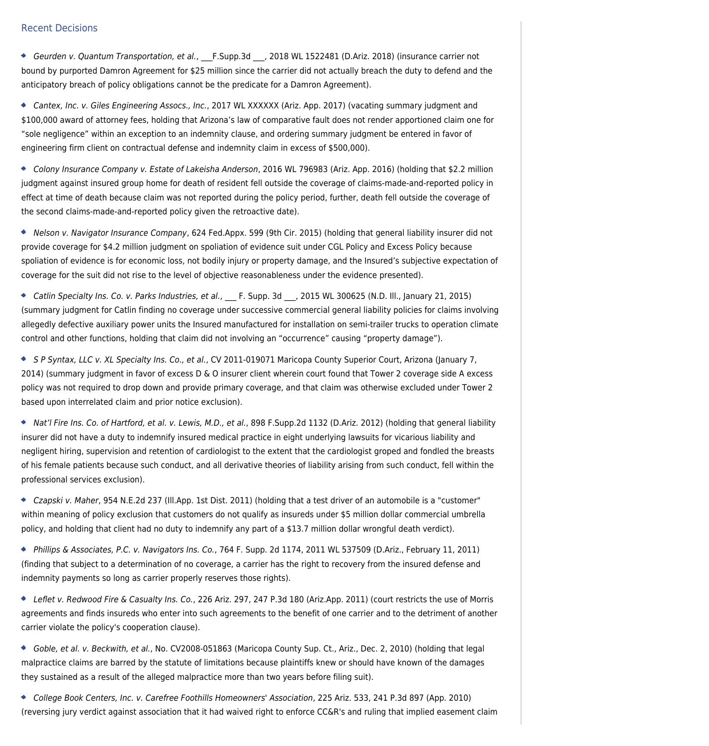## Recent Decisions

- *Geurden v. Quantum Transportation, et al.*, ___F.Supp.3d ___, 2018 WL 1522481 (D.Ariz. 2018) (insurance carrier not bound by purported Damron Agreement for $25 million since the carrier did not actually breach the duty to defend and the anticipatory breach of policy obligations cannot be the predicate for a Damron Agreement).

- *Cantex, Inc. v. Giles Engineering Assocs., Inc.*, 2017 WL XXXXXX (Ariz. App. 2017) (vacating summary judgment and $100,000 award of attorney fees, holding that Arizona's law of comparative fault does not render apportioned claim one for "sole negligence" within an exception to an indemnity clause, and ordering summary judgment be entered in favor of engineering firm client on contractual defense and indemnity claim in excess of $500,000).

- *Colony Insurance Company v. Estate of Lakeisha Anderson*, 2016 WL 796983 (Ariz. App. 2016) (holding that $2.2 million judgment against insured group home for death of resident fell outside the coverage of claims-made-and-reported policy in effect at time of death because claim was not reported during the policy period, further, death fell outside the coverage of the second claims-made-and-reported policy given the retroactive date).

- *Nelson v. Navigator Insurance Company*, 624 Fed.Appx. 599 (9th Cir. 2015) (holding that general liability insurer did not provide coverage for $4.2 million judgment on spoliation of evidence suit under CGL Policy and Excess Policy because spoliation of evidence is for economic loss, not bodily injury or property damage, and the Insured's subjective expectation of coverage for the suit did not rise to the level of objective reasonableness under the evidence presented).

- *Catlin Specialty Ins. Co. v. Parks Industries, et al.*, ___ F. Supp. 3d ___, 2015 WL 300625 (N.D. Ill., January 21, 2015) (summary judgment for Catlin finding no coverage under successive commercial general liability policies for claims involving allegedly defective auxiliary power units the Insured manufactured for installation on semi-trailer trucks to operation climate control and other functions, holding that claim did not involving an "occurrence" causing "property damage").

- *S P Syntax, LLC v. XL Specialty Ins. Co., et al.*, CV 2011-019071 Maricopa County Superior Court, Arizona (January 7, 2014) (summary judgment in favor of excess D & O insurer client wherein court found that Tower 2 coverage side A excess policy was not required to drop down and provide primary coverage, and that claim was otherwise excluded under Tower 2 based upon interrelated claim and prior notice exclusion).

- *Nat'l Fire Ins. Co. of Hartford, et al. v. Lewis, M.D., et al.*, 898 F.Supp.2d 1132 (D.Ariz. 2012) (holding that general liability insurer did not have a duty to indemnify insured medical practice in eight underlying lawsuits for vicarious liability and negligent hiring, supervision and retention of cardiologist to the extent that the cardiologist groped and fondled the breasts of his female patients because such conduct, and all derivative theories of liability arising from such conduct, fell within the professional services exclusion).

- *Czapski v. Maher*, 954 N.E.2d 237 (Ill.App. 1st Dist. 2011) (holding that a test driver of an automobile is a "customer" within meaning of policy exclusion that customers do not qualify as insureds under $5 million dollar commercial umbrella policy, and holding that client had no duty to indemnify any part of a $13.7 million dollar wrongful death verdict).

- *Phillips & Associates, P.C. v. Navigators Ins. Co.*, 764 F. Supp. 2d 1174, 2011 WL 537509 (D.Ariz., February 11, 2011) (finding that subject to a determination of no coverage, a carrier has the right to recovery from the insured defense and indemnity payments so long as carrier properly reserves those rights).

- *Leflet v. Redwood Fire & Casualty Ins. Co.*, 226 Ariz. 297, 247 P.3d 180 (Ariz.App. 2011) (court restricts the use of Morris agreements and finds insureds who enter into such agreements to the benefit of one carrier and to the detriment of another carrier violate the policy's cooperation clause).

- *Goble, et al. v. Beckwith, et al.*, No. CV2008-051863 (Maricopa County Sup. Ct., Ariz., Dec. 2, 2010) (holding that legal malpractice claims are barred by the statute of limitations because plaintiffs knew or should have known of the damages they sustained as a result of the alleged malpractice more than two years before filing suit).

- *College Book Centers, Inc. v. Carefree Foothills Homeowners' Association*, 225 Ariz. 533, 241 P.3d 897 (App. 2010) (reversing jury verdict against association that it had waived right to enforce CC&R's and ruling that implied easement claim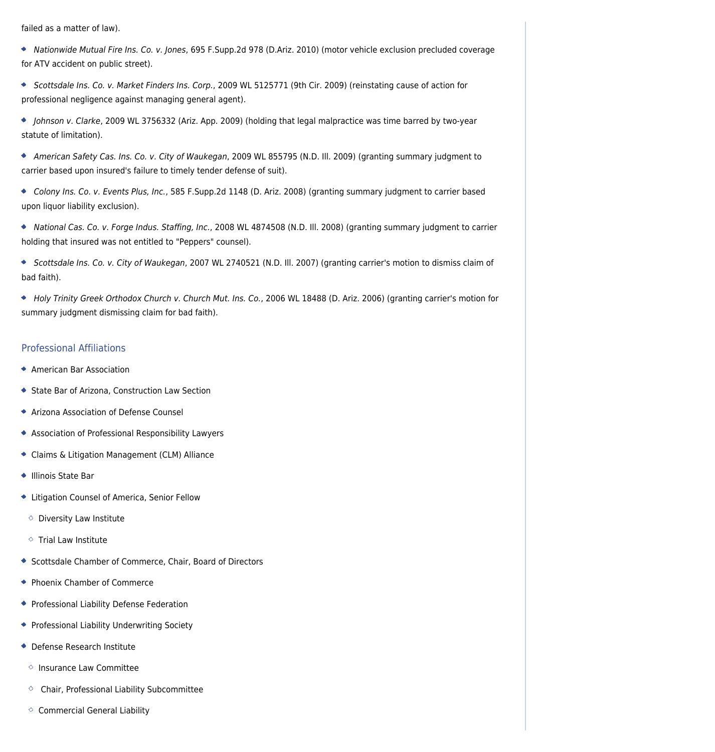failed as a matter of law).

- *Nationwide Mutual Fire Ins. Co. v. Jones*, 695 F.Supp.2d 978 (D.Ariz. 2010) (motor vehicle exclusion precluded coverage for ATV accident on public street).
- *Scottsdale Ins. Co. v. Market Finders Ins. Corp.*, 2009 WL 5125771 (9th Cir. 2009) (reinstating cause of action for professional negligence against managing general agent).
- *Johnson v. Clarke*, 2009 WL 3756332 (Ariz. App. 2009) (holding that legal malpractice was time barred by two-year statute of limitation).
- *American Safety Cas. Ins. Co. v. City of Waukegan*, 2009 WL 855795 (N.D. Ill. 2009) (granting summary judgment to carrier based upon insured's failure to timely tender defense of suit).
- *Colony Ins. Co. v. Events Plus, Inc.*, 585 F.Supp.2d 1148 (D. Ariz. 2008) (granting summary judgment to carrier based upon liquor liability exclusion).
- *National Cas. Co. v. Forge Indus. Staffing, Inc.*, 2008 WL 4874508 (N.D. Ill. 2008) (granting summary judgment to carrier holding that insured was not entitled to "Peppers" counsel).
- *Scottsdale Ins. Co. v. City of Waukegan*, 2007 WL 2740521 (N.D. Ill. 2007) (granting carrier's motion to dismiss claim of bad faith).
- *Holy Trinity Greek Orthodox Church v. Church Mut. Ins. Co.*, 2006 WL 18488 (D. Ariz. 2006) (granting carrier's motion for summary judgment dismissing claim for bad faith).

## Professional Affiliations

- American Bar Association
- State Bar of Arizona, Construction Law Section
- Arizona Association of Defense Counsel
- Association of Professional Responsibility Lawyers
- Claims & Litigation Management (CLM) Alliance
- Illinois State Bar
- Litigation Counsel of America, Senior Fellow
  - Diversity Law Institute
  - Trial Law Institute
- Scottsdale Chamber of Commerce, Chair, Board of Directors
- Phoenix Chamber of Commerce
- Professional Liability Defense Federation
- Professional Liability Underwriting Society
- Defense Research Institute
  - Insurance Law Committee
  - Chair, Professional Liability Subcommittee
  - Commercial General Liability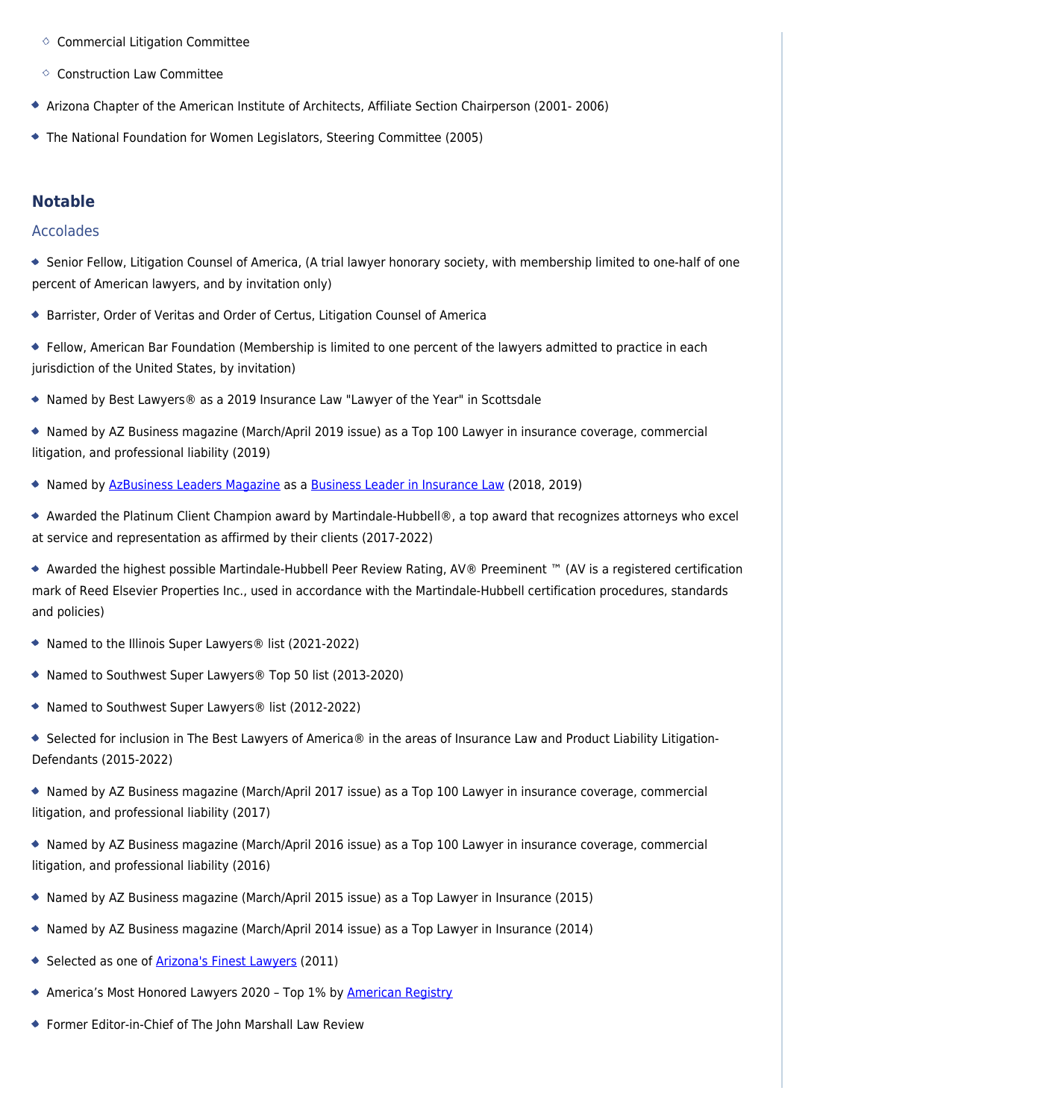- Commercial Litigation Committee
  - Construction Law Committee
- Arizona Chapter of the American Institute of Architects, Affiliate Section Chairperson (2001- 2006)
- The National Foundation for Women Legislators, Steering Committee (2005)

## Notable

### Accolades

- Senior Fellow, Litigation Counsel of America, (A trial lawyer honorary society, with membership limited to one-half of one percent of American lawyers, and by invitation only)
- Barrister, Order of Veritas and Order of Certus, Litigation Counsel of America
- Fellow, American Bar Foundation (Membership is limited to one percent of the lawyers admitted to practice in each jurisdiction of the United States, by invitation)
- Named by Best Lawyers® as a 2019 Insurance Law "Lawyer of the Year" in Scottsdale
- Named by AZ Business magazine (March/April 2019 issue) as a Top 100 Lawyer in insurance coverage, commercial litigation, and professional liability (2019)
- Named by AzBusiness Leaders Magazine as a Business Leader in Insurance Law (2018, 2019)
- Awarded the Platinum Client Champion award by Martindale-Hubbell®, a top award that recognizes attorneys who excel at service and representation as affirmed by their clients (2017-2022)
- Awarded the highest possible Martindale-Hubbell Peer Review Rating, AV® Preeminent ™ (AV is a registered certification mark of Reed Elsevier Properties Inc., used in accordance with the Martindale-Hubbell certification procedures, standards and policies)
- Named to the Illinois Super Lawyers® list (2021-2022)
- Named to Southwest Super Lawyers® Top 50 list (2013-2020)
- Named to Southwest Super Lawyers® list (2012-2022)
- Selected for inclusion in The Best Lawyers of America® in the areas of Insurance Law and Product Liability Litigation-Defendants (2015-2022)
- Named by AZ Business magazine (March/April 2017 issue) as a Top 100 Lawyer in insurance coverage, commercial litigation, and professional liability (2017)
- Named by AZ Business magazine (March/April 2016 issue) as a Top 100 Lawyer in insurance coverage, commercial litigation, and professional liability (2016)
- Named by AZ Business magazine (March/April 2015 issue) as a Top Lawyer in Insurance (2015)
- Named by AZ Business magazine (March/April 2014 issue) as a Top Lawyer in Insurance (2014)
- Selected as one of Arizona's Finest Lawyers (2011)
- America's Most Honored Lawyers 2020 – Top 1% by American Registry
- Former Editor-in-Chief of The John Marshall Law Review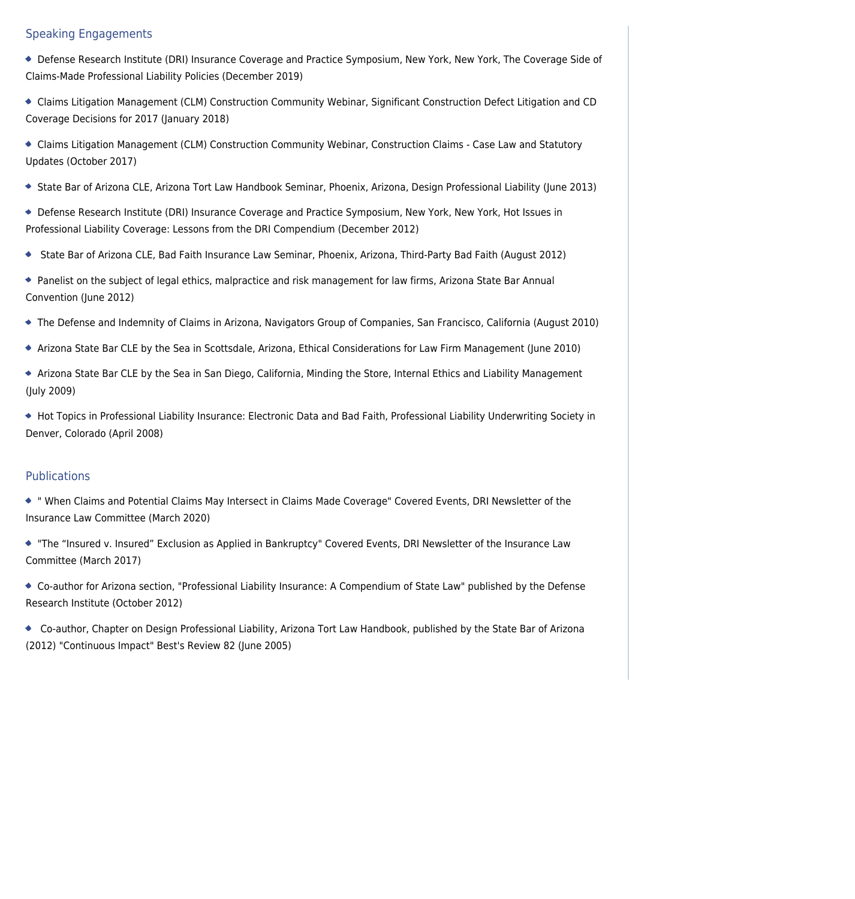## Speaking Engagements

- Defense Research Institute (DRI) Insurance Coverage and Practice Symposium, New York, New York, The Coverage Side of Claims-Made Professional Liability Policies (December 2019)
- Claims Litigation Management (CLM) Construction Community Webinar, Significant Construction Defect Litigation and CD Coverage Decisions for 2017 (January 2018)
- Claims Litigation Management (CLM) Construction Community Webinar, Construction Claims - Case Law and Statutory Updates (October 2017)
- State Bar of Arizona CLE, Arizona Tort Law Handbook Seminar, Phoenix, Arizona, Design Professional Liability (June 2013)
- Defense Research Institute (DRI) Insurance Coverage and Practice Symposium, New York, New York, Hot Issues in Professional Liability Coverage: Lessons from the DRI Compendium (December 2012)
- State Bar of Arizona CLE, Bad Faith Insurance Law Seminar, Phoenix, Arizona, Third-Party Bad Faith (August 2012)
- Panelist on the subject of legal ethics, malpractice and risk management for law firms, Arizona State Bar Annual Convention (June 2012)
- The Defense and Indemnity of Claims in Arizona, Navigators Group of Companies, San Francisco, California (August 2010)
- Arizona State Bar CLE by the Sea in Scottsdale, Arizona, Ethical Considerations for Law Firm Management (June 2010)
- Arizona State Bar CLE by the Sea in San Diego, California, Minding the Store, Internal Ethics and Liability Management (July 2009)
- Hot Topics in Professional Liability Insurance: Electronic Data and Bad Faith, Professional Liability Underwriting Society in Denver, Colorado (April 2008)

## Publications

- " When Claims and Potential Claims May Intersect in Claims Made Coverage" Covered Events, DRI Newsletter of the Insurance Law Committee (March 2020)
- "The “Insured v. Insured” Exclusion as Applied in Bankruptcy" Covered Events, DRI Newsletter of the Insurance Law Committee (March 2017)
- Co-author for Arizona section, "Professional Liability Insurance: A Compendium of State Law" published by the Defense Research Institute (October 2012)
- Co-author, Chapter on Design Professional Liability, Arizona Tort Law Handbook, published by the State Bar of Arizona (2012) "Continuous Impact" Best's Review 82 (June 2005)